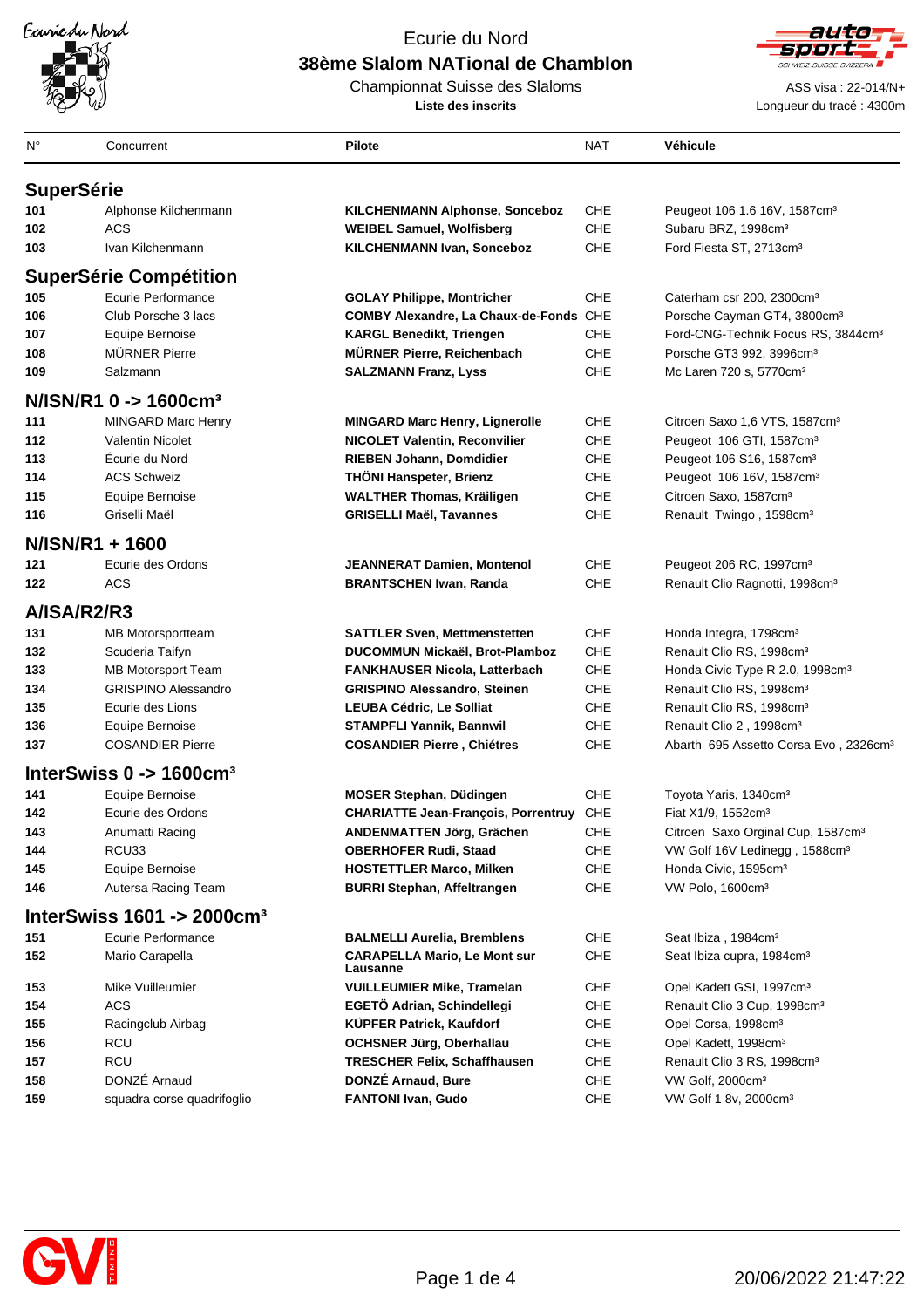Ecurie du Nord

# 38ème Slalom NATional de Chamblon

Championnat Suisse des Slaloms

**Liste des inscrits**

ASS visa : 22-014/N+

Longueur du tracé : 4300m

| N° | Concurrent | Pilote | NAT | Véhicule |
|---|---|---|---|---|
| **SuperSérie** | | | | |
| 101 | Alphonse Kilchenmann | **KILCHENMANN Alphonse, Sonceboz** | CHE | Peugeot 106 1.6 16V, 1587cm³ |
| 102 | ACS | **WEIBEL Samuel, Wolfisberg** | CHE | Subaru BRZ, 1998cm³ |
| 103 | Ivan Kilchenmann | **KILCHENMANN Ivan, Sonceboz** | CHE | Ford Fiesta ST, 2713cm³ |
| **SuperSérie Compétition** | | | | |
| 105 | Ecurie Performance | **GOLAY Philippe, Montricher** | CHE | Caterham csr 200, 2300cm³ |
| 106 | Club Porsche 3 lacs | **COMBY Alexandre, La Chaux-de-Fonds** | CHE | Porsche Cayman GT4, 3800cm³ |
| 107 | Equipe Bernoise | **KARGL Benedikt, Triengen** | CHE | Ford-CNG-Technik Focus RS, 3844cm³ |
| 108 | MÜRNER Pierre | **MÜRNER Pierre, Reichenbach** | CHE | Porsche GT3 992, 3996cm³ |
| 109 | Salzmann | **SALZMANN Franz, Lyss** | CHE | Mc Laren 720 s, 5770cm³ |
| **N/ISN/R1 0 -> 1600cm³** | | | | |
| 111 | MINGARD Marc Henry | **MINGARD Marc Henry, Lignerolle** | CHE | Citroen Saxo 1,6 VTS, 1587cm³ |
| 112 | Valentin Nicolet | **NICOLET Valentin, Reconvilier** | CHE | Peugeot 106 GTI, 1587cm³ |
| 113 | Écurie du Nord | **RIEBEN Johann, Domdidier** | CHE | Peugeot 106 S16, 1587cm³ |
| 114 | ACS Schweiz | **THÖNI Hanspeter, Brienz** | CHE | Peugeot 106 16V, 1587cm³ |
| 115 | Equipe Bernoise | **WALTHER Thomas, Kräiligen** | CHE | Citroen Saxo, 1587cm³ |
| 116 | Griselli Maël | **GRISELLI Maël, Tavannes** | CHE | Renault Twingo , 1598cm³ |
| **N/ISN/R1 + 1600** | | | | |
| 121 | Ecurie des Ordons | **JEANNERAT Damien, Montenol** | CHE | Peugeot 206 RC, 1997cm³ |
| 122 | ACS | **BRANTSCHEN Iwan, Randa** | CHE | Renault Clio Ragnotti, 1998cm³ |
| **A/ISA/R2/R3** | | | | |
| 131 | MB Motorsportteam | **SATTLER Sven, Mettmenstetten** | CHE | Honda Integra, 1798cm³ |
| 132 | Scuderia Taifyn | **DUCOMMUN Mickaël, Brot-Plamboz** | CHE | Renault Clio RS, 1998cm³ |
| 133 | MB Motorsport Team | **FANKHAUSER Nicola, Latterbach** | CHE | Honda Civic Type R 2.0, 1998cm³ |
| 134 | GRISPINO Alessandro | **GRISPINO Alessandro, Steinen** | CHE | Renault Clio RS, 1998cm³ |
| 135 | Ecurie des Lions | **LEUBA Cédric, Le Solliat** | CHE | Renault Clio RS, 1998cm³ |
| 136 | Equipe Bernoise | **STAMPFLI Yannik, Bannwil** | CHE | Renault Clio 2 , 1998cm³ |
| 137 | COSANDIER Pierre | **COSANDIER Pierre , Chiétres** | CHE | Abarth 695 Assetto Corsa Evo , 2326cm³ |
| **InterSwiss 0 -> 1600cm³** | | | | |
| 141 | Equipe Bernoise | **MOSER Stephan, Düdingen** | CHE | Toyota Yaris, 1340cm³ |
| 142 | Ecurie des Ordons | **CHARIATTE Jean-François, Porrentruy** | CHE | Fiat X1/9, 1552cm³ |
| 143 | Anumatti Racing | **ANDENMATTEN Jörg, Grächen** | CHE | Citroen Saxo Orginal Cup, 1587cm³ |
| 144 | RCU33 | **OBERHOFER Rudi, Staad** | CHE | VW Golf 16V Ledinegg , 1588cm³ |
| 145 | Equipe Bernoise | **HOSTETTLER Marco, Milken** | CHE | Honda Civic, 1595cm³ |
| 146 | Autersa Racing Team | **BURRI Stephan, Affeltrangen** | CHE | VW Polo, 1600cm³ |
| **InterSwiss 1601 -> 2000cm³** | | | | |
| 151 | Ecurie Performance | **BALMELLI Aurelia, Bremblens** | CHE | Seat Ibiza , 1984cm³ |
| 152 | Mario Carapella | **CAPAPELLA Mario, Le Mont sur Lausanne** | CHE | Seat Ibiza cupra, 1984cm³ |
| 153 | Mike Vuilleumier | **VUILLEUMIER Mike, Tramelan** | CHE | Opel Kadett GSI, 1997cm³ |
| 154 | ACS | **EGETÖ Adrian, Schindellegi** | CHE | Renault Clio 3 Cup, 1998cm³ |
| 155 | Racingclub Airbag | **KÜPFER Patrick, Kaufdorf** | CHE | Opel Corsa, 1998cm³ |
| 156 | RCU | **OCHSNER Jürg, Oberhallau** | CHE | Opel Kadett, 1998cm³ |
| 157 | RCU | **TRESCHER Felix, Schaffhausen** | CHE | Renault Clio 3 RS, 1998cm³ |
| 158 | DONZÉ Arnaud | **DONZÉ Arnaud, Bure** | CHE | VW Golf, 2000cm³ |
| 159 | squadra corse quadrifoglio | **FANTONI Ivan, Gudo** | CHE | VW Golf 1 8v, 2000cm³ |

20/06/2022 21:47:22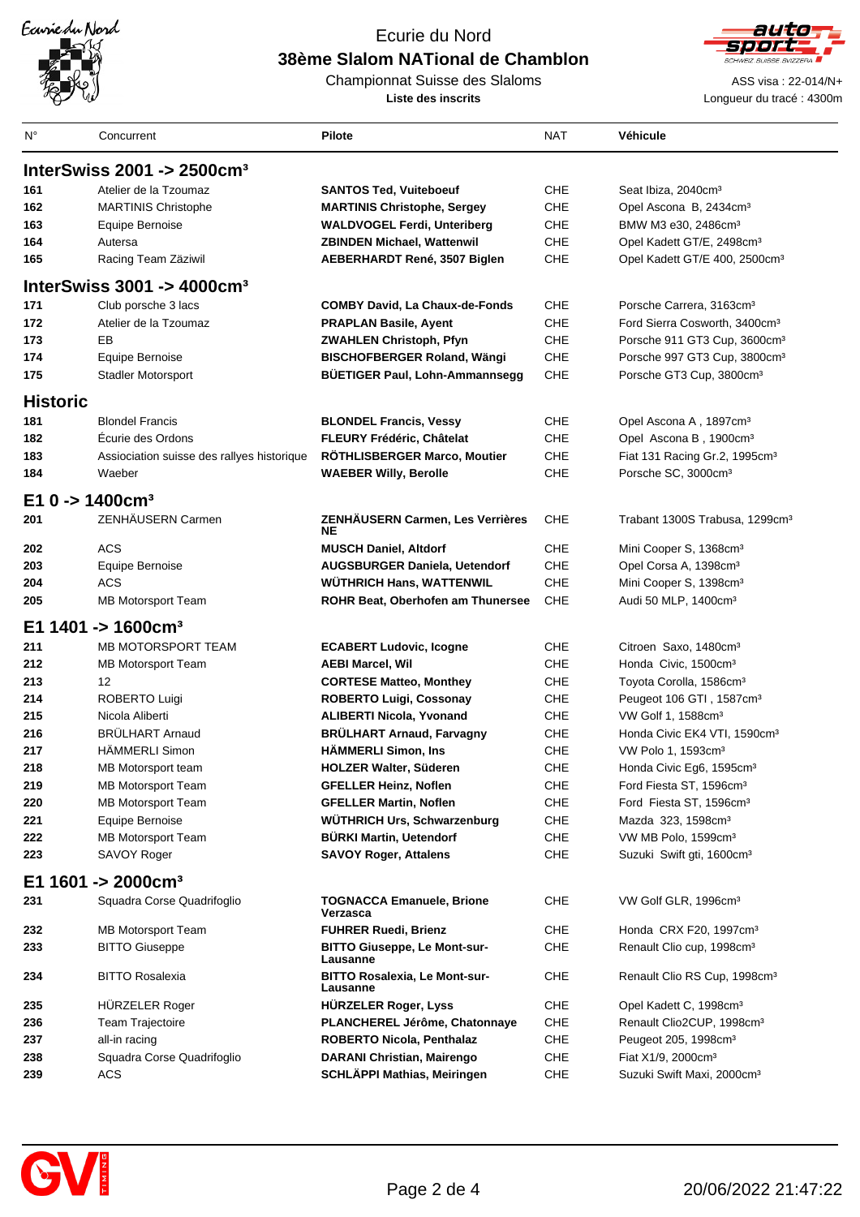Ecurie du Nord

# 38ème Slalom NATional de Chamblon

Championnat Suisse des Slaloms

**Liste des inscrits**

ASS visa : 22-014/N+

Longueur du tracé : 4300m

| N° | Concurrent | Pilote | NAT | Véhicule |
|---|---|---|---|---|
| **InterSwiss 2001 -> 2500cm³** | | | | |
| 161 | Atelier de la Tzoumaz | **SANTOS Ted, Vuiteboeuf** | CHE | Seat Ibiza, 2040cm³ |
| 162 | MARTINIS Christophe | **MARTINIS Christophe, Sergey** | CHE | Opel Ascona B, 2434cm³ |
| 163 | Equipe Bernoise | **WALDVOGEL Ferdi, Unteriberg** | CHE | BMW M3 e30, 2486cm³ |
| 164 | Autersa | **ZBINDEN Michael, Wattenwil** | CHE | Opel Kadett GT/E, 2498cm³ |
| 165 | Racing Team Zäziwil | **AEBERHARDT René, 3507 Biglen** | CHE | Opel Kadett GT/E 400, 2500cm³ |
| **InterSwiss 3001 -> 4000cm³** | | | | |
| 171 | Club porsche 3 lacs | **COMBY David, La Chaux-de-Fonds** | CHE | Porsche Carrera, 3163cm³ |
| 172 | Atelier de la Tzoumaz | **PRAPLAN Basile, Ayent** | CHE | Ford Sierra Cosworth, 3400cm³ |
| 173 | EB | **ZWAHLEN Christoph, Pfyn** | CHE | Porsche 911 GT3 Cup, 3600cm³ |
| 174 | Equipe Bernoise | **BISCHOFBERGER Roland, Wängi** | CHE | Porsche 997 GT3 Cup, 3800cm³ |
| 175 | Stadler Motorsport | **BÜETIGER Paul, Lohn-Ammannsegg** | CHE | Porsche GT3 Cup, 3800cm³ |
| **Historic** | | | | |
| 181 | Blondel Francis | **BLONDEL Francis, Vessy** | CHE | Opel Ascona A , 1897cm³ |
| 182 | Écurie des Ordons | **FLEURY Frédéric, Châtelat** | CHE | Opel Ascona B , 1900cm³ |
| 183 | Assiociation suisse des rallyes historique | **RÖTHLISBERGER Marco, Moutier** | CHE | Fiat 131 Racing Gr.2, 1995cm³ |
| 184 | Waeber | **WAEBER Willy, Berolle** | CHE | Porsche SC, 3000cm³ |
| **E1 0 -> 1400cm³** | | | | |
| 201 | ZENHÄUSERN Carmen | **ZENHÄUSERN Carmen, Les Verrières NE** | CHE | Trabant 1300S Trabusa, 1299cm³ |
| 202 | ACS | **MUSCH Daniel, Altdorf** | CHE | Mini Cooper S, 1368cm³ |
| 203 | Equipe Bernoise | **AUGSBURGER Daniela, Uetendorf** | CHE | Opel Corsa A, 1398cm³ |
| 204 | ACS | **WÜTHRICH Hans, WATTENWIL** | CHE | Mini Cooper S, 1398cm³ |
| 205 | MB Motorsport Team | **ROHR Beat, Oberhofen am Thunersee** | CHE | Audi 50 MLP, 1400cm³ |
| **E1 1401 -> 1600cm³** | | | | |
| 211 | MB MOTORSPORT TEAM | **ECABERT Ludovic, Icogne** | CHE | Citroen Saxo, 1480cm³ |
| 212 | MB Motorsport Team | **AEBI Marcel, Wil** | CHE | Honda Civic, 1500cm³ |
| 213 | 12 | **CORTESE Matteo, Monthey** | CHE | Toyota Corolla, 1586cm³ |
| 214 | ROBERTO Luigi | **ROBERTO Luigi, Cossonay** | CHE | Peugeot 106 GTI , 1587cm³ |
| 215 | Nicola Aliberti | **ALIBERTI Nicola, Yvonand** | CHE | VW Golf 1, 1588cm³ |
| 216 | BRÜLHART Arnaud | **BRÜLHART Arnaud, Farvagny** | CHE | Honda Civic EK4 VTI, 1590cm³ |
| 217 | HÄMMERLI Simon | **HÄMMERLI Simon, Ins** | CHE | VW Polo 1, 1593cm³ |
| 218 | MB Motorsport team | **HOLZER Walter, Süderen** | CHE | Honda Civic Eg6, 1595cm³ |
| 219 | MB Motorsport Team | **GFELLER Heinz, Noflen** | CHE | Ford Fiesta ST, 1596cm³ |
| 220 | MB Motorsport Team | **GFELLER Martin, Noflen** | CHE | Ford Fiesta ST, 1596cm³ |
| 221 | Equipe Bernoise | **WÜTHRICH Urs, Schwarzenburg** | CHE | Mazda 323, 1598cm³ |
| 222 | MB Motorsport Team | **BÜRKI Martin, Uetendorf** | CHE | VW MB Polo, 1599cm³ |
| 223 | SAVOY Roger | **SAVOY Roger, Attalens** | CHE | Suzuki Swift gti, 1600cm³ |
| **E1 1601 -> 2000cm³** | | | | |
| 231 | Squadra Corse Quadrifoglio | **TOGNACCA Emanuele, Brione Verzasca** | CHE | VW Golf GLR, 1996cm³ |
| 232 | MB Motorsport Team | **FUHRER Ruedi, Brienz** | CHE | Honda CRX F20, 1997cm³ |
| 233 | BITTO Giuseppe | **BITTO Giuseppe, Le Mont-sur-Lausanne** | CHE | Renault Clio cup, 1998cm³ |
| 234 | BITTO Rosalexia | **BITTO Rosalexia, Le Mont-sur-Lausanne** | CHE | Renault Clio RS Cup, 1998cm³ |
| 235 | HÜRZELER Roger | **HÜRZELER Roger, Lyss** | CHE | Opel Kadett C, 1998cm³ |
| 236 | Team Trajectoire | **PLANCHEREL Jérôme, Chatonnaye** | CHE | Renault Clio2CUP, 1998cm³ |
| 237 | all-in racing | **ROBERTO Nicola, Penthalaz** | CHE | Peugeot 205, 1998cm³ |
| 238 | Squadra Corse Quadrifoglio | **DARANI Christian, Mairengo** | CHE | Fiat X1/9, 2000cm³ |
| 239 | ACS | **SCHLÄPPI Mathias, Meiringen** | CHE | Suzuki Swift Maxi, 2000cm³ |

20/06/2022 21:47:22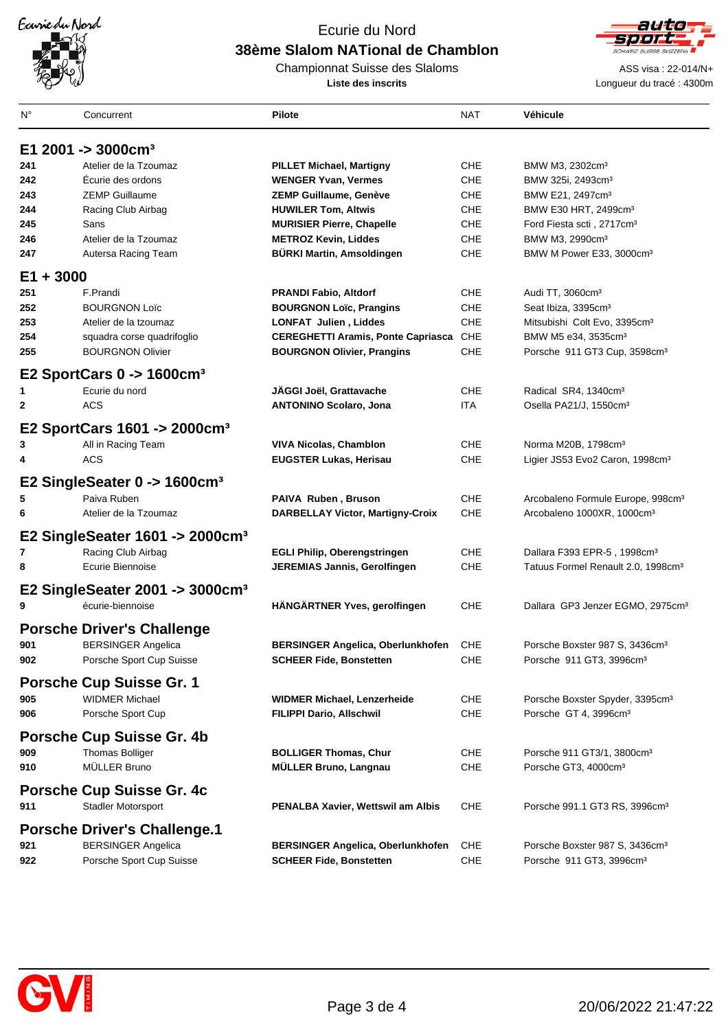Ecurie du Nord

# 38ème Slalom NATional de Chamblon

Championnat Suisse des Slaloms

**Liste des inscrits**

ASS visa : 22-014/N+

Longueur du tracé : 4300m

| N° | Concurrent | Pilote | NAT | Véhicule |
|---|---|---|---|---|
| **E1 2001 -> 3000cm³** | | | | |
| 241 | Atelier de la Tzoumaz | **PILLET Michael, Martigny** | CHE | BMW M3, 2302cm³ |
| 242 | Écurie des ordons | **WENGER Yvan, Vermes** | CHE | BMW 325i, 2493cm³ |
| 243 | ZEMP Guillaume | **ZEMP Guillaume, Genève** | CHE | BMW E21, 2497cm³ |
| 244 | Racing Club Airbag | **HUWILER Tom, Altwis** | CHE | BMW E30 HRT, 2499cm³ |
| 245 | Sans | **MURISIER Pierre, Chapelle** | CHE | Ford Fiesta scti , 2717cm³ |
| 246 | Atelier de la Tzoumaz | **METROZ Kevin, Liddes** | CHE | BMW M3, 2990cm³ |
| 247 | Autersa Racing Team | **BÜRKI Martin, Amsoldingen** | CHE | BMW M Power E33, 3000cm³ |
| **E1 + 3000** | | | | |
| 251 | F.Prandi | **PRANDI Fabio, Altdorf** | CHE | Audi TT, 3060cm³ |
| 252 | BOURGNON Loïc | **BOURGNON Loïc, Prangins** | CHE | Seat Ibiza, 3395cm³ |
| 253 | Atelier de la tzoumaz | **LONFAT Julien , Liddes** | CHE | Mitsubishi Colt Evo, 3395cm³ |
| 254 | squadra corse quadrifoglio | **CEREGHETTI Aramis, Ponte Capriasca** | CHE | BMW M5 e34, 3535cm³ |
| 255 | BOURGNON Olivier | **BOURGNON Olivier, Prangins** | CHE | Porsche 911 GT3 Cup, 3598cm³ |
| **E2 SportCars 0 -> 1600cm³** | | | | |
| 1 | Ecurie du nord | **JÄGGI Joël, Grattavache** | CHE | Radical SR4, 1340cm³ |
| 2 | ACS | **ANTONINO Scolaro, Jona** | ITA | Osella PA21/J, 1550cm³ |
| **E2 SportCars 1601 -> 2000cm³** | | | | |
| 3 | All in Racing Team | **VIVA Nicolas, Chamblon** | CHE | Norma M20B, 1798cm³ |
| 4 | ACS | **EUGSTER Lukas, Herisau** | CHE | Ligier JS53 Evo2 Caron, 1998cm³ |
| **E2 SingleSeater 0 -> 1600cm³** | | | | |
| 5 | Paiva Ruben | **PAIVA Ruben , Bruson** | CHE | Arcobaleno Formule Europe, 998cm³ |
| 6 | Atelier de la Tzoumaz | **DARBELLAY Victor, Martigny-Croix** | CHE | Arcobaleno 1000XR, 1000cm³ |
| **E2 SingleSeater 1601 -> 2000cm³** | | | | |
| 7 | Racing Club Airbag | **EGLI Philip, Oberengstringen** | CHE | Dallara F393 EPR-5 , 1998cm³ |
| 8 | Ecurie Biennoise | **JEREMIAS Jannis, Gerolfingen** | CHE | Tatuus Formel Renault 2.0, 1998cm³ |
| **E2 SingleSeater 2001 -> 3000cm³** | | | | |
| 9 | écurie-biennoise | **HÄNGÄRTNER Yves, gerolfingen** | CHE | Dallara GP3 Jenzer EGMO, 2975cm³ |
| **Porsche Driver's Challenge** | | | | |
| 901 | BERSINGER Angelica | **BERSINGER Angelica, Oberlunkhofen** | CHE | Porsche Boxster 987 S, 3436cm³ |
| 902 | Porsche Sport Cup Suisse | **SCHEER Fide, Bonstetten** | CHE | Porsche 911 GT3, 3996cm³ |
| **Porsche Cup Suisse Gr. 1** | | | | |
| 905 | WIDMER Michael | **WIDMER Michael, Lenzerheide** | CHE | Porsche Boxster Spyder, 3395cm³ |
| 906 | Porsche Sport Cup | **FILIPPI Dario, Allschwil** | CHE | Porsche GT 4, 3996cm³ |
| **Porsche Cup Suisse Gr. 4b** | | | | |
| 909 | Thomas Bolliger | **BOLLIGER Thomas, Chur** | CHE | Porsche 911 GT3/1, 3800cm³ |
| 910 | MÜLLER Bruno | **MÜLLER Bruno, Langnau** | CHE | Porsche GT3, 4000cm³ |
| **Porsche Cup Suisse Gr. 4c** | | | | |
| 911 | Stadler Motorsport | **PENALBA Xavier, Wettswil am Albis** | CHE | Porsche 991.1 GT3 RS, 3996cm³ |
| **Porsche Driver's Challenge.1** | | | | |
| 921 | BERSINGER Angelica | **BERSINGER Angelica, Oberlunkhofen** | CHE | Porsche Boxster 987 S, 3436cm³ |
| 922 | Porsche Sport Cup Suisse | **SCHEER Fide, Bonstetten** | CHE | Porsche 911 GT3, 3996cm³ |

20/06/2022 21:47:22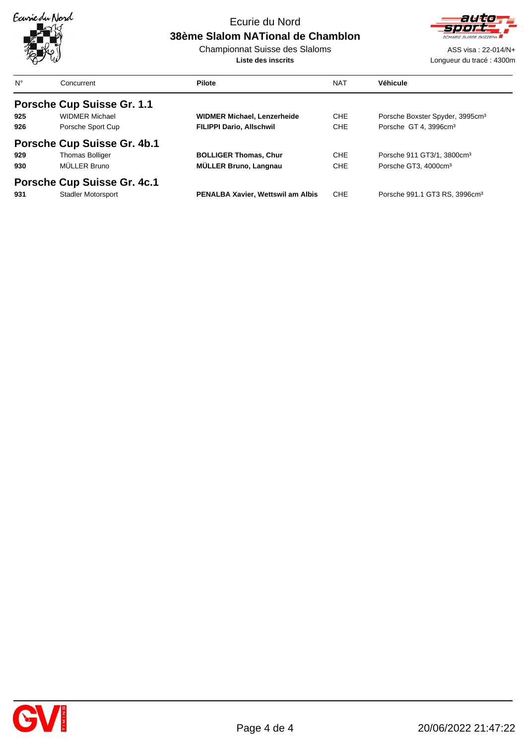Ecurie du Nord

**38ème Slalom NATional de Chamblon**

Championnat Suisse des Slaloms

**Liste des inscrits**

ASS visa : 22-014/N+

Longueur du tracé : 4300m

| N° | Concurrent | Pilote | NAT | Véhicule |
|---|---|---|---|---|
| **Porsche Cup Suisse Gr. 1.1** | | | | |
| **925** | WIDMER Michael | **WIDMER Michael, Lenzerheide** | CHE | Porsche Boxster Spyder, 3995cm³ |
| **926** | Porsche Sport Cup | **FILIPPI Dario, Allschwil** | CHE | Porsche GT 4, 3996cm³ |
| **Porsche Cup Suisse Gr. 4b.1** | | | | |
| **929** | Thomas Bolliger | **BOLLIGER Thomas, Chur** | CHE | Porsche 911 GT3/1, 3800cm³ |
| **930** | MÜLLER Bruno | **MÜLLER Bruno, Langnau** | CHE | Porsche GT3, 4000cm³ |
| **Porsche Cup Suisse Gr. 4c.1** | | | | |
| **931** | Stadler Motorsport | **PENALBA Xavier, Wettswil am Albis** | CHE | Porsche 991.1 GT3 RS, 3996cm³ |

20/06/2022 21:47:22